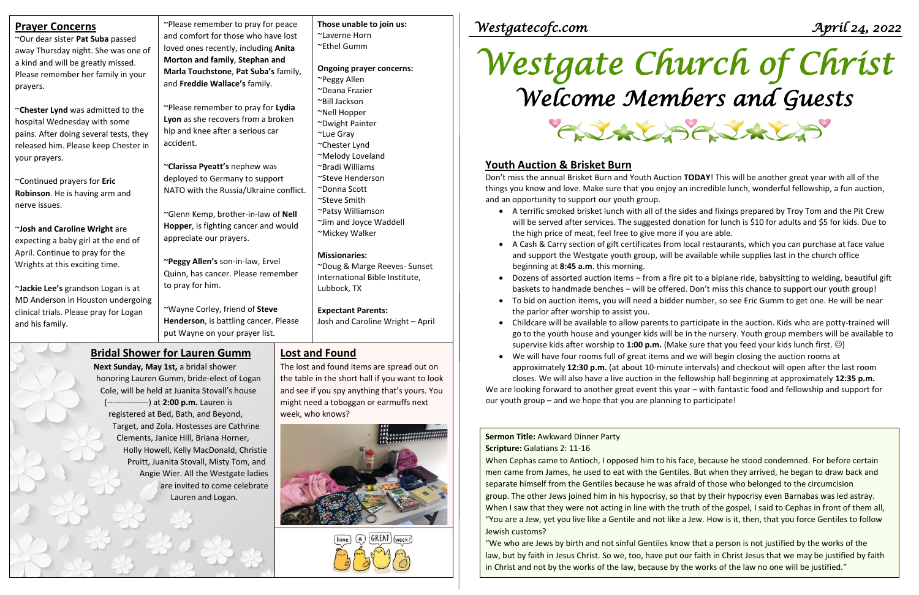*Westgatecofc.com* *April 24, 2022*

# Westgate Church of Christ

## Welcome Members and Guests

## Prayer Concerns

~Our dear sister **Pat Suba** passed away Thursday night. She was one of a kind and will be greatly missed. Please remember her family in your prayers.

~**Chester Lynd** was admitted to the hospital Wednesday with some pains. After doing several tests, they released him. Please keep Chester in your prayers.

~Continued prayers for **Eric Robinson**. He is having arm and nerve issues.

~**Josh and Caroline Wright** are expecting a baby girl at the end of April. Continue to pray for the Wrights at this exciting time.

~**Jackie Lee's** grandson Logan is at MD Anderson in Houston undergoing clinical trials. Please pray for Logan and his family.

~Please remember to pray for peace and comfort for those who have lost loved ones recently, including **Anita Morton and family**, **Stephan and Marla Touchstone**, **Pat Suba's** family, and **Freddie Wallace's** family.

~Please remember to pray for **Lydia Lyon** as she recovers from a broken hip and knee after a serious car accident.

~**Clarissa Pyeatt's** nephew was deployed to Germany to support NATO with the Russia/Ukraine conflict.

~Glenn Kemp, brother-in-law of **Nell Hopper**, is fighting cancer and would appreciate our prayers.

~**Peggy Allen's** son-in-law, Ervel Quinn, has cancer. Please remember to pray for him.

~Wayne Corley, friend of **Steve Henderson**, is battling cancer. Please put Wayne on your prayer list.

**Those unable to join us:**
~Laverne Horn
~Ethel Gumm

**Ongoing prayer concerns:**
~Peggy Allen
~Deana Frazier
~Bill Jackson
~Nell Hopper
~Dwight Painter
~Lue Gray
~Chester Lynd
~Melody Loveland
~Bradi Williams
~Steve Henderson
~Donna Scott
~Steve Smith
~Patsy Williamson
~Jim and Joyce Waddell
~Mickey Walker

**Missionaries:**
~Doug & Marge Reeves- Sunset International Bible Institute, Lubbock, TX

**Expectant Parents:**
Josh and Caroline Wright – April

## Bridal Shower for Lauren Gumm

**Next Sunday, May 1st,** a bridal shower honoring Lauren Gumm, bride-elect of Logan Cole, will be held at Juanita Stovall's house (---------------) at **2:00 p.m.** Lauren is registered at Bed, Bath, and Beyond, Target, and Zola. Hostesses are Cathrine Clements, Janice Hill, Briana Horner, Holly Howell, Kelly MacDonald, Christie Pruitt, Juanita Stovall, Misty Tom, and Angie Wier. All the Westgate ladies are invited to come celebrate Lauren and Logan.

## Lost and Found

The lost and found items are spread out on the table in the short hall if you want to look and see if you spy anything that's yours. You might need a toboggan or earmuffs next week, who knows?

## Youth Auction & Brisket Burn

Don't miss the annual Brisket Burn and Youth Auction **TODAY**! This will be another great year with all of the things you know and love. Make sure that you enjoy an incredible lunch, wonderful fellowship, a fun auction, and an opportunity to support our youth group.

- A terrific smoked brisket lunch with all of the sides and fixings prepared by Troy Tom and the Pit Crew will be served after services. The suggested donation for lunch is $10 for adults and $5 for kids. Due to the high price of meat, feel free to give more if you are able.
- A Cash & Carry section of gift certificates from local restaurants, which you can purchase at face value and support the Westgate youth group, will be available while supplies last in the church office beginning at **8:45 a.m**. this morning.
- Dozens of assorted auction items – from a fire pit to a biplane ride, babysitting to welding, beautiful gift baskets to handmade benches – will be offered. Don't miss this chance to support our youth group!
- To bid on auction items, you will need a bidder number, so see Eric Gumm to get one. He will be near the parlor after worship to assist you.
- Childcare will be available to allow parents to participate in the auction. Kids who are potty-trained will go to the youth house and younger kids will be in the nursery. Youth group members will be available to supervise kids after worship to **1:00 p.m.** (Make sure that you feed your kids lunch first. ☺)
- We will have four rooms full of great items and we will begin closing the auction rooms at approximately **12:30 p.m.** (at about 10-minute intervals) and checkout will open after the last room closes. We will also have a live auction in the fellowship hall beginning at approximately **12:35 p.m.**

We are looking forward to another great event this year – with fantastic food and fellowship and support for our youth group – and we hope that you are planning to participate!

**Sermon Title:** Awkward Dinner Party
**Scripture:** Galatians 2: 11-16

When Cephas came to Antioch, I opposed him to his face, because he stood condemned. For before certain men came from James, he used to eat with the Gentiles. But when they arrived, he began to draw back and separate himself from the Gentiles because he was afraid of those who belonged to the circumcision group. The other Jews joined him in his hypocrisy, so that by their hypocrisy even Barnabas was led astray. When I saw that they were not acting in line with the truth of the gospel, I said to Cephas in front of them all, "You are a Jew, yet you live like a Gentile and not like a Jew. How is it, then, that you force Gentiles to follow Jewish customs?

"We who are Jews by birth and not sinful Gentiles know that a person is not justified by the works of the law, but by faith in Jesus Christ. So we, too, have put our faith in Christ Jesus that we may be justified by faith in Christ and not by the works of the law, because by the works of the law no one will be justified."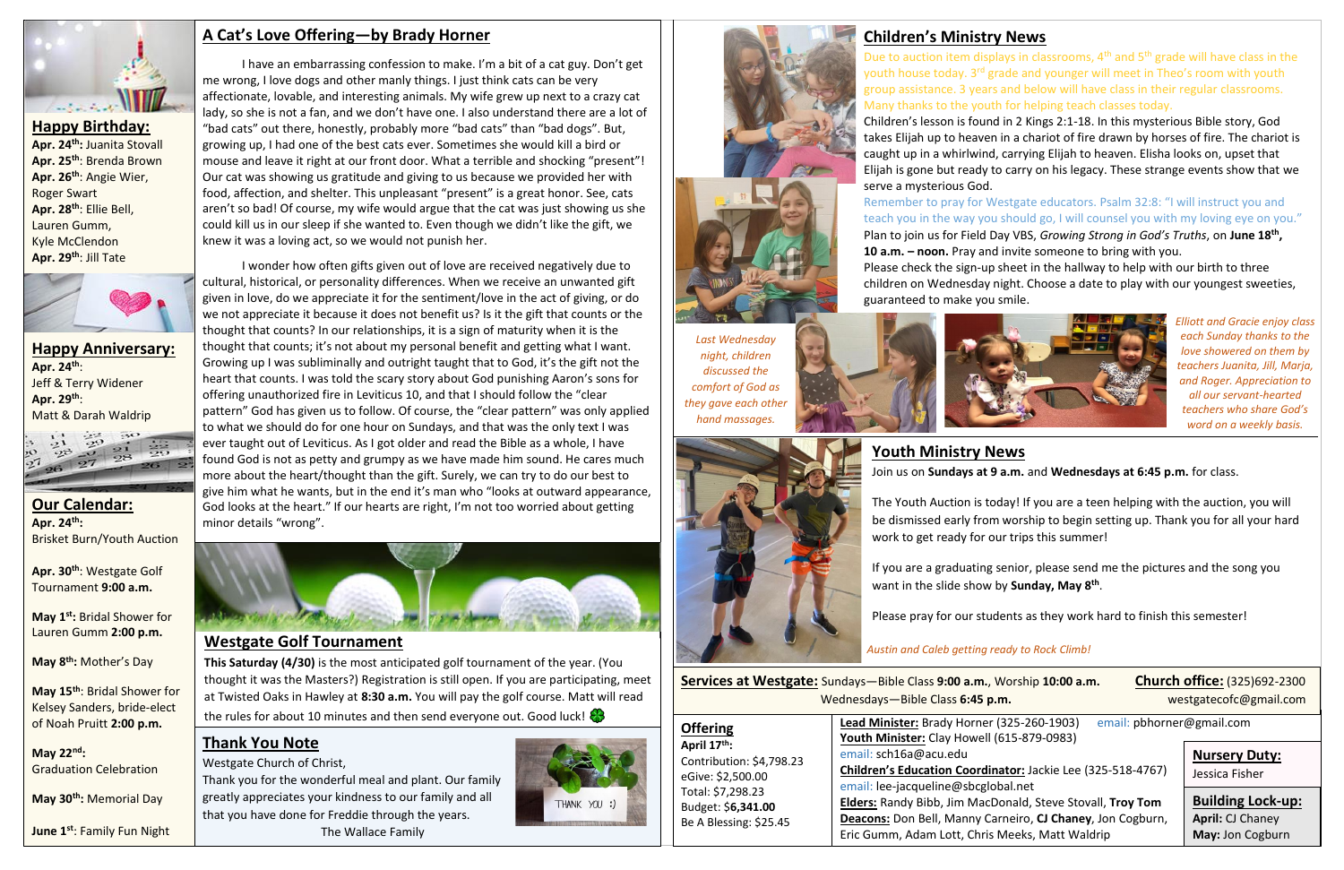## Happy Birthday:

**Apr. 24th**: Juanita Stovall
**Apr. 25th**: Brenda Brown
**Apr. 26th**: Angie Wier, Roger Swart
**Apr. 28th**: Ellie Bell, Lauren Gumm, Kyle McClendon
**Apr. 29th**: Jill Tate

## Happy Anniversary:

**Apr. 24th**:
Jeff & Terry Widener
**Apr. 29th**:
Matt & Darah Waldrip

## Our Calendar:

**Apr. 24th**:
Brisket Burn/Youth Auction

**Apr. 30th**: Westgate Golf Tournament **9:00 a.m.**

**May 1st:** Bridal Shower for Lauren Gumm **2:00 p.m.**

**May 8th**: Mother's Day

**May 15th**: Bridal Shower for Kelsey Sanders, bride-elect of Noah Pruitt **2:00 p.m.**

**May 22nd**:
Graduation Celebration

**May 30th**: Memorial Day

**June 1st**: Family Fun Night

## A Cat's Love Offering—by Brady Horner

I have an embarrassing confession to make. I'm a bit of a cat guy. Don't get me wrong, I love dogs and other manly things. I just think cats can be very affectionate, lovable, and interesting animals. My wife grew up next to a crazy cat lady, so she is not a fan, and we don't have one. I also understand there are a lot of "bad cats" out there, honestly, probably more "bad cats" than "bad dogs". But, growing up, I had one of the best cats ever. Sometimes she would kill a bird or mouse and leave it right at our front door. What a terrible and shocking "present"! Our cat was showing us gratitude and giving to us because we provided her with food, affection, and shelter. This unpleasant "present" is a great honor. See, cats aren't so bad! Of course, my wife would argue that the cat was just showing us she could kill us in our sleep if she wanted to. Even though we didn't like the gift, we knew it was a loving act, so we would not punish her.

I wonder how often gifts given out of love are received negatively due to cultural, historical, or personality differences. When we receive an unwanted gift given in love, do we appreciate it for the sentiment/love in the act of giving, or do we not appreciate it because it does not benefit us? Is it the gift that counts or the thought that counts? In our relationships, it is a sign of maturity when it is the thought that counts; it's not about my personal benefit and getting what I want. Growing up I was subliminally and outright taught that to God, it's the gift not the heart that counts. I was told the scary story about God punishing Aaron's sons for offering unauthorized fire in Leviticus 10, and that I should follow the "clear pattern" God has given us to follow. Of course, the "clear pattern" was only applied to what we should do for one hour on Sundays, and that was the only text I was ever taught out of Leviticus. As I got older and read the Bible as a whole, I have found God is not as petty and grumpy as we have made him sound. He cares much more about the heart/thought than the gift. Surely, we can try to do our best to give him what he wants, but in the end it's man who "looks at outward appearance, God looks at the heart." If our hearts are right, I'm not too worried about getting minor details "wrong".

## Westgate Golf Tournament

**This Saturday (4/30)** is the most anticipated golf tournament of the year. (You thought it was the Masters?) Registration is still open. If you are participating, meet at Twisted Oaks in Hawley at **8:30 a.m.** You will pay the golf course. Matt will read the rules for about 10 minutes and then send everyone out. Good luck! 🍀

## Thank You Note

Westgate Church of Christ,
Thank you for the wonderful meal and plant. Our family greatly appreciates your kindness to our family and all that you have done for Freddie through the years.
The Wallace Family

THANK YOU :)

## Children's Ministry News

Due to auction item displays in classrooms, 4th and 5th grade will have class in the youth house today. 3rd grade and younger will meet in Theo's room with youth group assistance. 3 years and below will have class in their regular classrooms. Many thanks to the youth for helping teach classes today.

Children's lesson is found in 2 Kings 2:1-18. In this mysterious Bible story, God takes Elijah up to heaven in a chariot of fire drawn by horses of fire. The chariot is caught up in a whirlwind, carrying Elijah to heaven. Elisha looks on, upset that Elijah is gone but ready to carry on his legacy. These strange events show that we serve a mysterious God.

Remember to pray for Westgate educators. Psalm 32:8: "I will instruct you and teach you in the way you should go, I will counsel you with my loving eye on you."

Plan to join us for Field Day VBS, *Growing Strong in God's Truths*, on **June 18th, 10 a.m. – noon.** Pray and invite someone to bring with you.

Please check the sign-up sheet in the hallway to help with our birth to three children on Wednesday night. Choose a date to play with our youngest sweeties, guaranteed to make you smile.

*Last Wednesday night, children discussed the comfort of God as they gave each other hand massages.*

*Elliott and Gracie enjoy class each Sunday thanks to the love showered on them by teachers Juanita, Jill, Marja, and Roger. Appreciation to all our servant-hearted teachers who share God's word on a weekly basis.*

## Youth Ministry News

Join us on **Sundays at 9 a.m.** and **Wednesdays at 6:45 p.m.** for class.

The Youth Auction is today! If you are a teen helping with the auction, you will be dismissed early from worship to begin setting up. Thank you for all your hard work to get ready for our trips this summer!

If you are a graduating senior, please send me the pictures and the song you want in the slide show by **Sunday, May 8th**.

Please pray for our students as they work hard to finish this semester!

*Austin and Caleb getting ready to Rock Climb!*

**Services at Westgate:** Sundays—Bible Class **9:00 a.m.**, Worship **10:00 a.m.**
Wednesdays—Bible Class **6:45 p.m.**

**Church office:** (325)692-2300
westgatecofc@gmail.com

**Offering**
**April 17th:**
Contribution: $4,798.23
eGive: $2,500.00
Total: $7,298.23
Budget: $**6,341.00**
Be A Blessing: $25.45

**Lead Minister:** Brady Horner (325-260-1903) email: pbhorner@gmail.com
**Youth Minister:** Clay Howell (615-879-0983)
email: sch16a@acu.edu
**Children's Education Coordinator:** Jackie Lee (325-518-4767)
email: lee-jacqueline@sbcglobal.net
**Elders:** Randy Bibb, Jim MacDonald, Steve Stovall, **Troy Tom**
**Deacons:** Don Bell, Manny Carneiro, **CJ Chaney**, Jon Cogburn, Eric Gumm, Adam Lott, Chris Meeks, Matt Waldrip

**Nursery Duty:**
Jessica Fisher

**Building Lock-up:**
**April:** CJ Chaney
**May:** Jon Cogburn